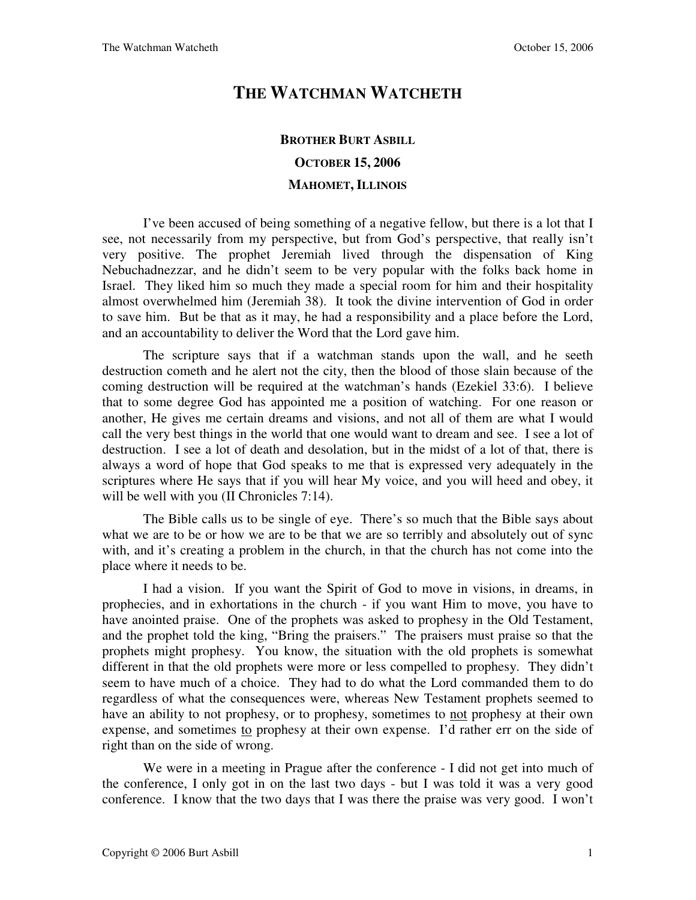# THE WATCHMAN WATCHETH

### BROTHER BURT ASBILL

### OCTOBER 15, 2006

### MAHOMET, ILLINOIS

I've been accused of being something of a negative fellow, but there is a lot that I see, not necessarily from my perspective, but from God's perspective, that really isn't very positive. The prophet Jeremiah lived through the dispensation of King Nebuchadnezzar, and he didn't seem to be very popular with the folks back home in Israel. They liked him so much they made a special room for him and their hospitality almost overwhelmed him (Jeremiah 38). It took the divine intervention of God in order to save him. But be that as it may, he had a responsibility and a place before the Lord, and an accountability to deliver the Word that the Lord gave him.

The scripture says that if a watchman stands upon the wall, and he seeth destruction cometh and he alert not the city, then the blood of those slain because of the coming destruction will be required at the watchman's hands (Ezekiel 33:6). I believe that to some degree God has appointed me a position of watching. For one reason or another, He gives me certain dreams and visions, and not all of them are what I would call the very best things in the world that one would want to dream and see. I see a lot of destruction. I see a lot of death and desolation, but in the midst of a lot of that, there is always a word of hope that God speaks to me that is expressed very adequately in the scriptures where He says that if you will hear My voice, and you will heed and obey, it will be well with you (II Chronicles 7:14).

The Bible calls us to be single of eye. There's so much that the Bible says about what we are to be or how we are to be that we are so terribly and absolutely out of sync with, and it's creating a problem in the church, in that the church has not come into the place where it needs to be.

I had a vision. If you want the Spirit of God to move in visions, in dreams, in prophecies, and in exhortations in the church - if you want Him to move, you have to have anointed praise. One of the prophets was asked to prophesy in the Old Testament, and the prophet told the king, "Bring the praisers." The praisers must praise so that the prophets might prophesy. You know, the situation with the old prophets is somewhat different in that the old prophets were more or less compelled to prophesy. They didn't seem to have much of a choice. They had to do what the Lord commanded them to do regardless of what the consequences were, whereas New Testament prophets seemed to have an ability to not prophesy, or to prophesy, sometimes to <u>not</u> prophesy at their own expense, and sometimes <u>to</u> prophesy at their own expense. I'd rather err on the side of right than on the side of wrong.

We were in a meeting in Prague after the conference - I did not get into much of the conference, I only got in on the last two days - but I was told it was a very good conference. I know that the two days that I was there the praise was very good. I won't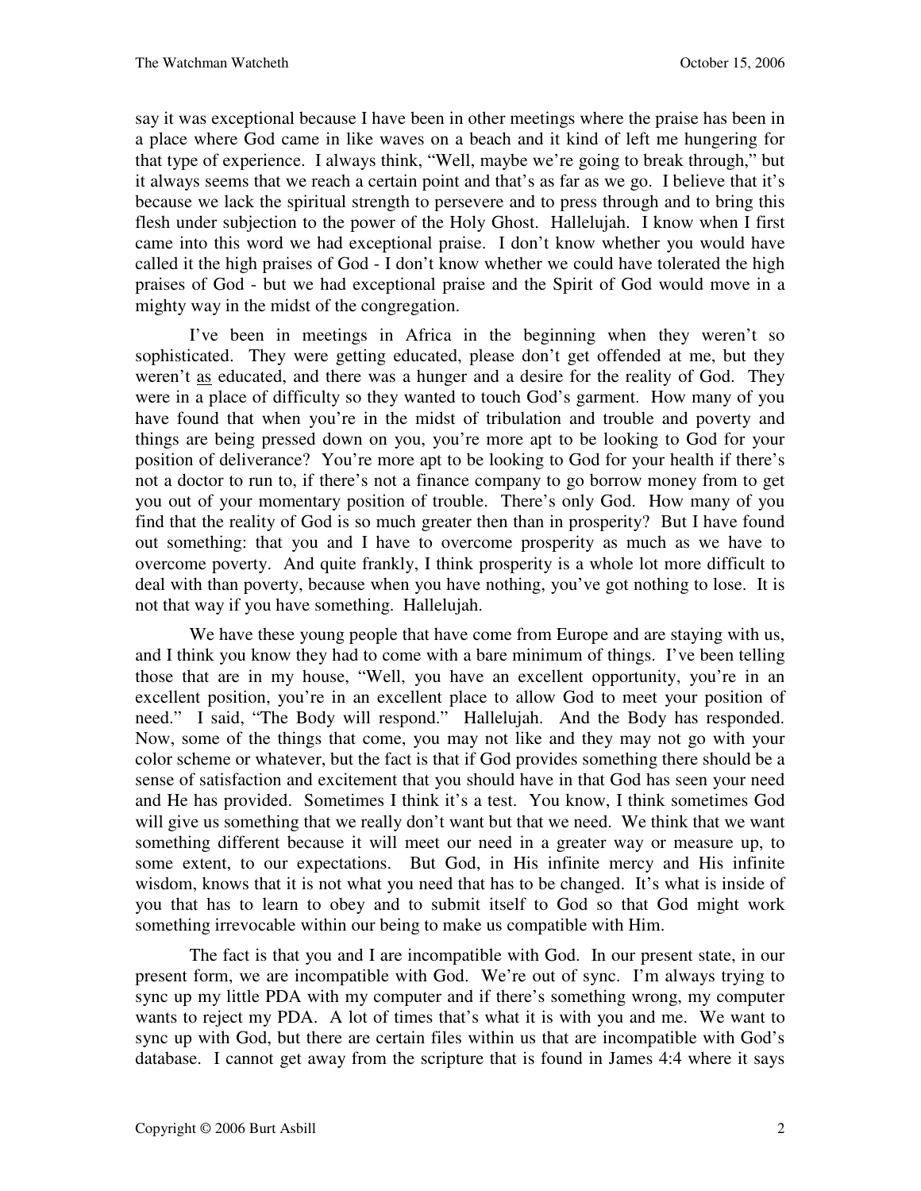say it was exceptional because I have been in other meetings where the praise has been in a place where God came in like waves on a beach and it kind of left me hungering for that type of experience. I always think, "Well, maybe we're going to break through," but it always seems that we reach a certain point and that's as far as we go. I believe that it's because we lack the spiritual strength to persevere and to press through and to bring this flesh under subjection to the power of the Holy Ghost. Hallelujah. I know when I first came into this word we had exceptional praise. I don't know whether you would have called it the high praises of God - I don't know whether we could have tolerated the high praises of God - but we had exceptional praise and the Spirit of God would move in a mighty way in the midst of the congregation.

I've been in meetings in Africa in the beginning when they weren't so sophisticated. They were getting educated, please don't get offended at me, but they weren't <u>as</u> educated, and there was a hunger and a desire for the reality of God. They were in a place of difficulty so they wanted to touch God's garment. How many of you have found that when you're in the midst of tribulation and trouble and poverty and things are being pressed down on you, you're more apt to be looking to God for your position of deliverance? You're more apt to be looking to God for your health if there's not a doctor to run to, if there's not a finance company to go borrow money from to get you out of your momentary position of trouble. There's only God. How many of you find that the reality of God is so much greater then than in prosperity? But I have found out something: that you and I have to overcome prosperity as much as we have to overcome poverty. And quite frankly, I think prosperity is a whole lot more difficult to deal with than poverty, because when you have nothing, you've got nothing to lose. It is not that way if you have something. Hallelujah.

We have these young people that have come from Europe and are staying with us, and I think you know they had to come with a bare minimum of things. I've been telling those that are in my house, "Well, you have an excellent opportunity, you're in an excellent position, you're in an excellent place to allow God to meet your position of need." I said, "The Body will respond." Hallelujah. And the Body has responded. Now, some of the things that come, you may not like and they may not go with your color scheme or whatever, but the fact is that if God provides something there should be a sense of satisfaction and excitement that you should have in that God has seen your need and He has provided. Sometimes I think it's a test. You know, I think sometimes God will give us something that we really don't want but that we need. We think that we want something different because it will meet our need in a greater way or measure up, to some extent, to our expectations. But God, in His infinite mercy and His infinite wisdom, knows that it is not what you need that has to be changed. It's what is inside of you that has to learn to obey and to submit itself to God so that God might work something irrevocable within our being to make us compatible with Him.

The fact is that you and I are incompatible with God. In our present state, in our present form, we are incompatible with God. We're out of sync. I'm always trying to sync up my little PDA with my computer and if there's something wrong, my computer wants to reject my PDA. A lot of times that's what it is with you and me. We want to sync up with God, but there are certain files within us that are incompatible with God's database. I cannot get away from the scripture that is found in James 4:4 where it says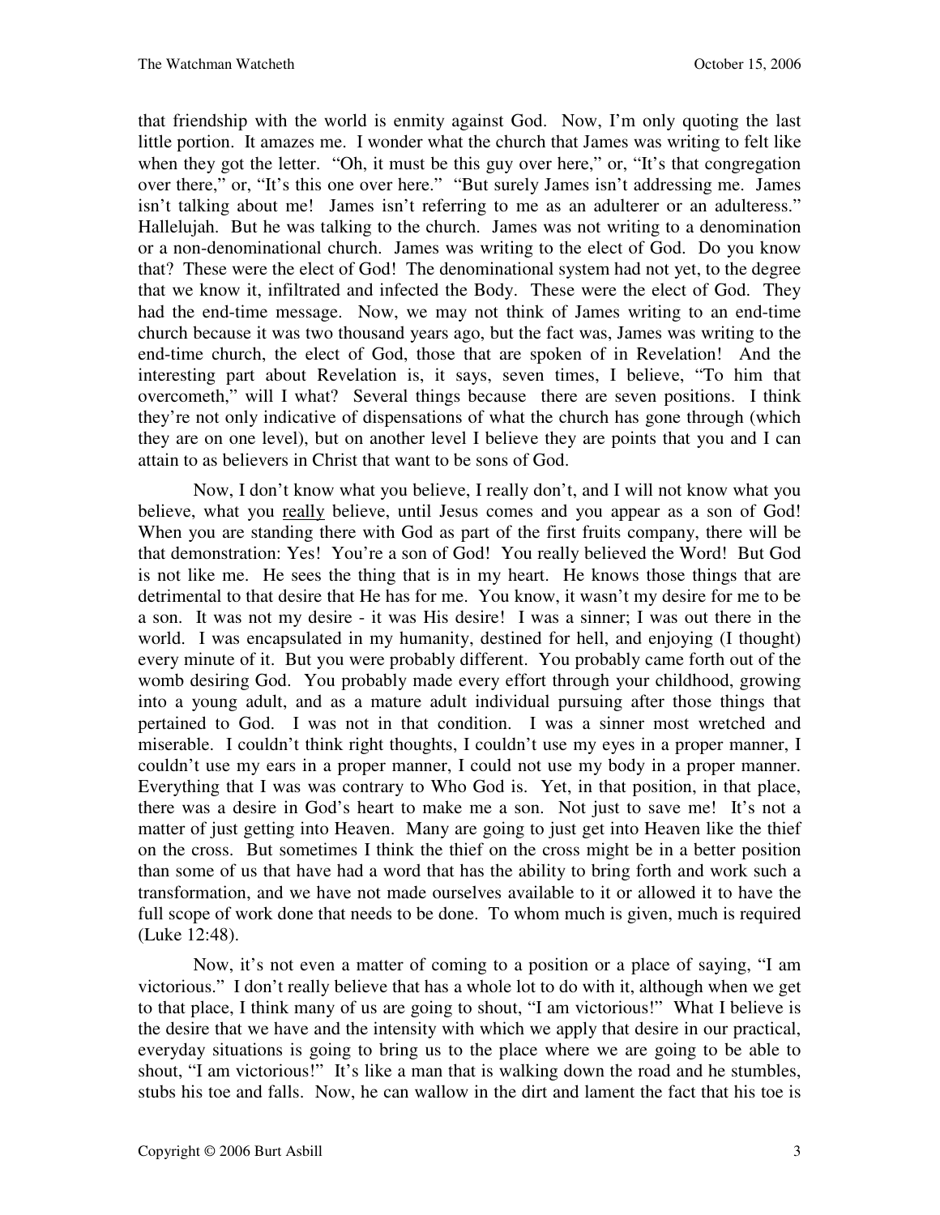that friendship with the world is enmity against God. Now, I'm only quoting the last little portion. It amazes me. I wonder what the church that James was writing to felt like when they got the letter. "Oh, it must be this guy over here," or, "It's that congregation over there," or, "It's this one over here." "But surely James isn't addressing me. James isn't talking about me! James isn't referring to me as an adulterer or an adulteress." Hallelujah. But he was talking to the church. James was not writing to a denomination or a non-denominational church. James was writing to the elect of God. Do you know that? These were the elect of God! The denominational system had not yet, to the degree that we know it, infiltrated and infected the Body. These were the elect of God. They had the end-time message. Now, we may not think of James writing to an end-time church because it was two thousand years ago, but the fact was, James was writing to the end-time church, the elect of God, those that are spoken of in Revelation! And the interesting part about Revelation is, it says, seven times, I believe, "To him that overcometh," will I what? Several things because there are seven positions. I think they're not only indicative of dispensations of what the church has gone through (which they are on one level), but on another level I believe they are points that you and I can attain to as believers in Christ that want to be sons of God.

Now, I don't know what you believe, I really don't, and I will not know what you believe, what you <u>really</u> believe, until Jesus comes and you appear as a son of God! When you are standing there with God as part of the first fruits company, there will be that demonstration: Yes! You're a son of God! You really believed the Word! But God is not like me. He sees the thing that is in my heart. He knows those things that are detrimental to that desire that He has for me. You know, it wasn't my desire for me to be a son. It was not my desire - it was His desire! I was a sinner; I was out there in the world. I was encapsulated in my humanity, destined for hell, and enjoying (I thought) every minute of it. But you were probably different. You probably came forth out of the womb desiring God. You probably made every effort through your childhood, growing into a young adult, and as a mature adult individual pursuing after those things that pertained to God. I was not in that condition. I was a sinner most wretched and miserable. I couldn't think right thoughts, I couldn't use my eyes in a proper manner, I couldn't use my ears in a proper manner, I could not use my body in a proper manner. Everything that I was was contrary to Who God is. Yet, in that position, in that place, there was a desire in God's heart to make me a son. Not just to save me! It's not a matter of just getting into Heaven. Many are going to just get into Heaven like the thief on the cross. But sometimes I think the thief on the cross might be in a better position than some of us that have had a word that has the ability to bring forth and work such a transformation, and we have not made ourselves available to it or allowed it to have the full scope of work done that needs to be done. To whom much is given, much is required (Luke 12:48).

Now, it's not even a matter of coming to a position or a place of saying, "I am victorious." I don't really believe that has a whole lot to do with it, although when we get to that place, I think many of us are going to shout, "I am victorious!" What I believe is the desire that we have and the intensity with which we apply that desire in our practical, everyday situations is going to bring us to the place where we are going to be able to shout, "I am victorious!" It's like a man that is walking down the road and he stumbles, stubs his toe and falls. Now, he can wallow in the dirt and lament the fact that his toe is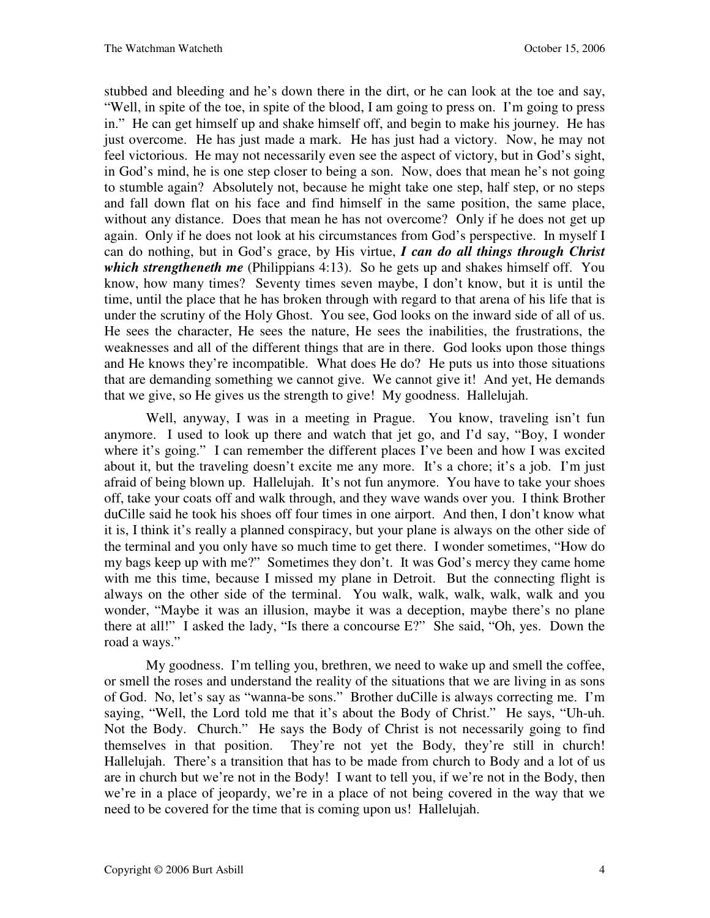stubbed and bleeding and he's down there in the dirt, or he can look at the toe and say, "Well, in spite of the toe, in spite of the blood, I am going to press on. I'm going to press in." He can get himself up and shake himself off, and begin to make his journey. He has just overcome. He has just made a mark. He has just had a victory. Now, he may not feel victorious. He may not necessarily even see the aspect of victory, but in God's sight, in God's mind, he is one step closer to being a son. Now, does that mean he's not going to stumble again? Absolutely not, because he might take one step, half step, or no steps and fall down flat on his face and find himself in the same position, the same place, without any distance. Does that mean he has not overcome? Only if he does not get up again. Only if he does not look at his circumstances from God's perspective. In myself I can do nothing, but in God's grace, by His virtue, ***I can do all things through Christ which strengtheneth me*** (Philippians 4:13). So he gets up and shakes himself off. You know, how many times? Seventy times seven maybe, I don't know, but it is until the time, until the place that he has broken through with regard to that arena of his life that is under the scrutiny of the Holy Ghost. You see, God looks on the inward side of all of us. He sees the character, He sees the nature, He sees the inabilities, the frustrations, the weaknesses and all of the different things that are in there. God looks upon those things and He knows they're incompatible. What does He do? He puts us into those situations that are demanding something we cannot give. We cannot give it! And yet, He demands that we give, so He gives us the strength to give! My goodness. Hallelujah.

Well, anyway, I was in a meeting in Prague. You know, traveling isn't fun anymore. I used to look up there and watch that jet go, and I'd say, "Boy, I wonder where it's going." I can remember the different places I've been and how I was excited about it, but the traveling doesn't excite me any more. It's a chore; it's a job. I'm just afraid of being blown up. Hallelujah. It's not fun anymore. You have to take your shoes off, take your coats off and walk through, and they wave wands over you. I think Brother duCille said he took his shoes off four times in one airport. And then, I don't know what it is, I think it's really a planned conspiracy, but your plane is always on the other side of the terminal and you only have so much time to get there. I wonder sometimes, "How do my bags keep up with me?" Sometimes they don't. It was God's mercy they came home with me this time, because I missed my plane in Detroit. But the connecting flight is always on the other side of the terminal. You walk, walk, walk, walk, walk and you wonder, "Maybe it was an illusion, maybe it was a deception, maybe there's no plane there at all!" I asked the lady, "Is there a concourse E?" She said, "Oh, yes. Down the road a ways."

My goodness. I'm telling you, brethren, we need to wake up and smell the coffee, or smell the roses and understand the reality of the situations that we are living in as sons of God. No, let's say as "wanna-be sons." Brother duCille is always correcting me. I'm saying, "Well, the Lord told me that it's about the Body of Christ." He says, "Uh-uh. Not the Body. Church." He says the Body of Christ is not necessarily going to find themselves in that position. They're not yet the Body, they're still in church! Hallelujah. There's a transition that has to be made from church to Body and a lot of us are in church but we're not in the Body! I want to tell you, if we're not in the Body, then we're in a place of jeopardy, we're in a place of not being covered in the way that we need to be covered for the time that is coming upon us! Hallelujah.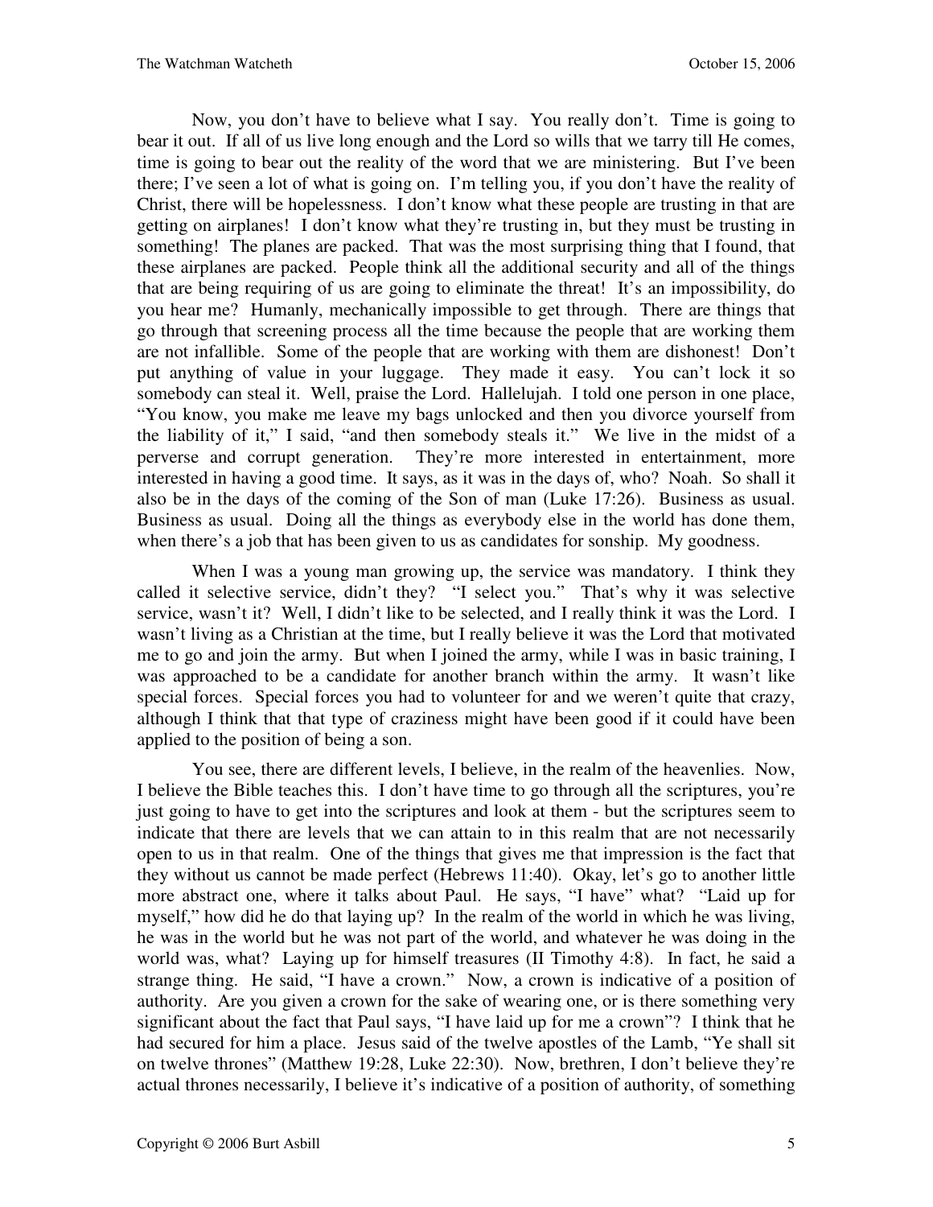Now, you don't have to believe what I say. You really don't. Time is going to bear it out. If all of us live long enough and the Lord so wills that we tarry till He comes, time is going to bear out the reality of the word that we are ministering. But I've been there; I've seen a lot of what is going on. I'm telling you, if you don't have the reality of Christ, there will be hopelessness. I don't know what these people are trusting in that are getting on airplanes! I don't know what they're trusting in, but they must be trusting in something! The planes are packed. That was the most surprising thing that I found, that these airplanes are packed. People think all the additional security and all of the things that are being requiring of us are going to eliminate the threat! It's an impossibility, do you hear me? Humanly, mechanically impossible to get through. There are things that go through that screening process all the time because the people that are working them are not infallible. Some of the people that are working with them are dishonest! Don't put anything of value in your luggage. They made it easy. You can't lock it so somebody can steal it. Well, praise the Lord. Hallelujah. I told one person in one place, "You know, you make me leave my bags unlocked and then you divorce yourself from the liability of it," I said, "and then somebody steals it." We live in the midst of a perverse and corrupt generation. They're more interested in entertainment, more interested in having a good time. It says, as it was in the days of, who? Noah. So shall it also be in the days of the coming of the Son of man (Luke 17:26). Business as usual. Business as usual. Doing all the things as everybody else in the world has done them, when there's a job that has been given to us as candidates for sonship. My goodness.

When I was a young man growing up, the service was mandatory. I think they called it selective service, didn't they? "I select you." That's why it was selective service, wasn't it? Well, I didn't like to be selected, and I really think it was the Lord. I wasn't living as a Christian at the time, but I really believe it was the Lord that motivated me to go and join the army. But when I joined the army, while I was in basic training, I was approached to be a candidate for another branch within the army. It wasn't like special forces. Special forces you had to volunteer for and we weren't quite that crazy, although I think that that type of craziness might have been good if it could have been applied to the position of being a son.

You see, there are different levels, I believe, in the realm of the heavenlies. Now, I believe the Bible teaches this. I don't have time to go through all the scriptures, you're just going to have to get into the scriptures and look at them - but the scriptures seem to indicate that there are levels that we can attain to in this realm that are not necessarily open to us in that realm. One of the things that gives me that impression is the fact that they without us cannot be made perfect (Hebrews 11:40). Okay, let's go to another little more abstract one, where it talks about Paul. He says, "I have" what? "Laid up for myself," how did he do that laying up? In the realm of the world in which he was living, he was in the world but he was not part of the world, and whatever he was doing in the world was, what? Laying up for himself treasures (II Timothy 4:8). In fact, he said a strange thing. He said, "I have a crown." Now, a crown is indicative of a position of authority. Are you given a crown for the sake of wearing one, or is there something very significant about the fact that Paul says, "I have laid up for me a crown"? I think that he had secured for him a place. Jesus said of the twelve apostles of the Lamb, "Ye shall sit on twelve thrones" (Matthew 19:28, Luke 22:30). Now, brethren, I don't believe they're actual thrones necessarily, I believe it's indicative of a position of authority, of something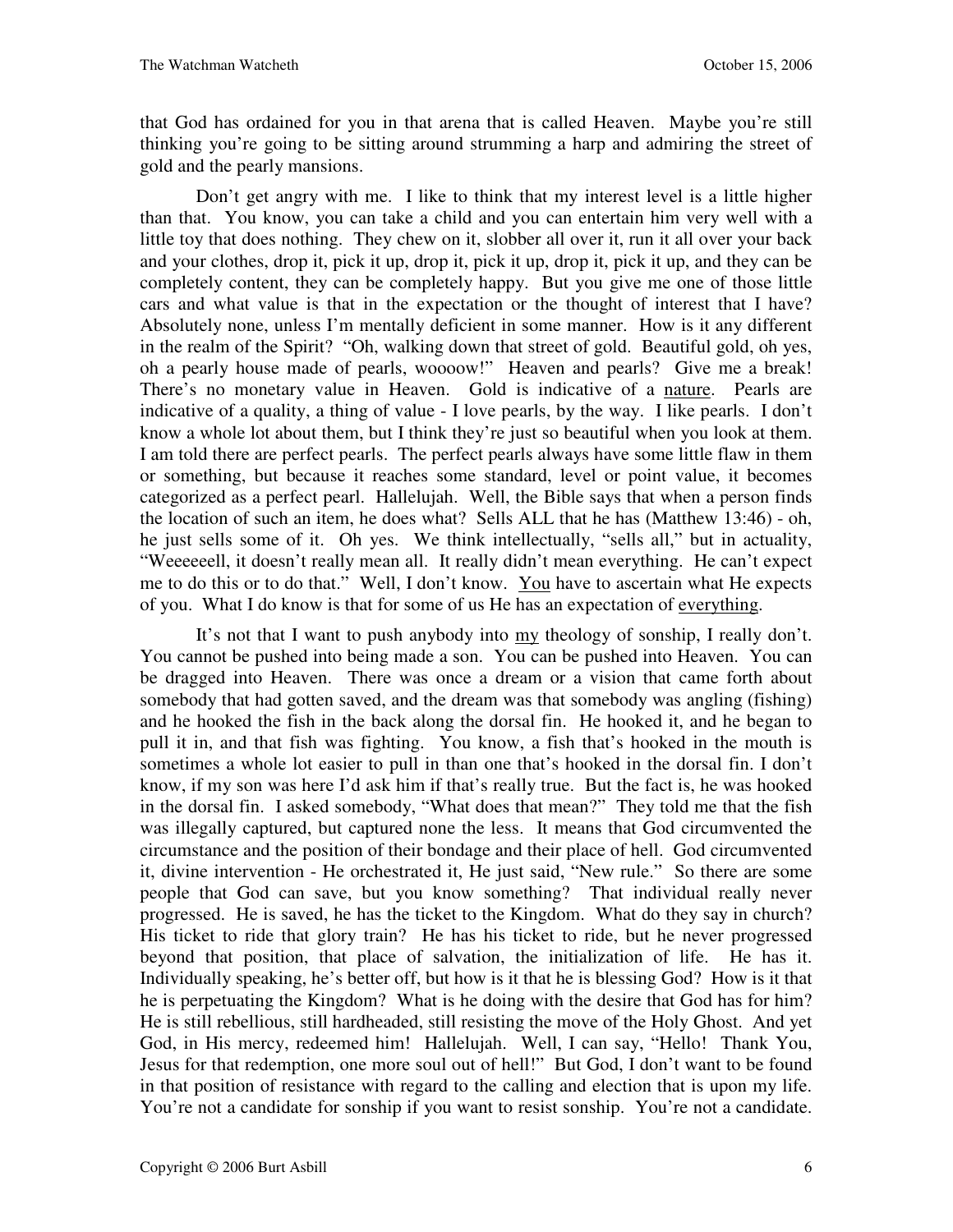that God has ordained for you in that arena that is called Heaven. Maybe you're still thinking you're going to be sitting around strumming a harp and admiring the street of gold and the pearly mansions.

Don't get angry with me. I like to think that my interest level is a little higher than that. You know, you can take a child and you can entertain him very well with a little toy that does nothing. They chew on it, slobber all over it, run it all over your back and your clothes, drop it, pick it up, drop it, pick it up, drop it, pick it up, and they can be completely content, they can be completely happy. But you give me one of those little cars and what value is that in the expectation or the thought of interest that I have? Absolutely none, unless I'm mentally deficient in some manner. How is it any different in the realm of the Spirit? "Oh, walking down that street of gold. Beautiful gold, oh yes, oh a pearly house made of pearls, woooow!" Heaven and pearls? Give me a break! There's no monetary value in Heaven. Gold is indicative of a <u>nature</u>. Pearls are indicative of a quality, a thing of value - I love pearls, by the way. I like pearls. I don't know a whole lot about them, but I think they're just so beautiful when you look at them. I am told there are perfect pearls. The perfect pearls always have some little flaw in them or something, but because it reaches some standard, level or point value, it becomes categorized as a perfect pearl. Hallelujah. Well, the Bible says that when a person finds the location of such an item, he does what? Sells ALL that he has (Matthew 13:46) - oh, he just sells some of it. Oh yes. We think intellectually, "sells all," but in actuality, "Weeeeeell, it doesn't really mean all. It really didn't mean everything. He can't expect me to do this or to do that." Well, I don't know. <u>You</u> have to ascertain what He expects of you. What I do know is that for some of us He has an expectation of <u>everything</u>.

It's not that I want to push anybody into <u>my</u> theology of sonship, I really don't. You cannot be pushed into being made a son. You can be pushed into Heaven. You can be dragged into Heaven. There was once a dream or a vision that came forth about somebody that had gotten saved, and the dream was that somebody was angling (fishing) and he hooked the fish in the back along the dorsal fin. He hooked it, and he began to pull it in, and that fish was fighting. You know, a fish that's hooked in the mouth is sometimes a whole lot easier to pull in than one that's hooked in the dorsal fin. I don't know, if my son was here I'd ask him if that's really true. But the fact is, he was hooked in the dorsal fin. I asked somebody, "What does that mean?" They told me that the fish was illegally captured, but captured none the less. It means that God circumvented the circumstance and the position of their bondage and their place of hell. God circumvented it, divine intervention - He orchestrated it, He just said, "New rule." So there are some people that God can save, but you know something? That individual really never progressed. He is saved, he has the ticket to the Kingdom. What do they say in church? His ticket to ride that glory train? He has his ticket to ride, but he never progressed beyond that position, that place of salvation, the initialization of life. He has it. Individually speaking, he's better off, but how is it that he is blessing God? How is it that he is perpetuating the Kingdom? What is he doing with the desire that God has for him? He is still rebellious, still hardheaded, still resisting the move of the Holy Ghost. And yet God, in His mercy, redeemed him! Hallelujah. Well, I can say, "Hello! Thank You, Jesus for that redemption, one more soul out of hell!" But God, I don't want to be found in that position of resistance with regard to the calling and election that is upon my life. You're not a candidate for sonship if you want to resist sonship. You're not a candidate.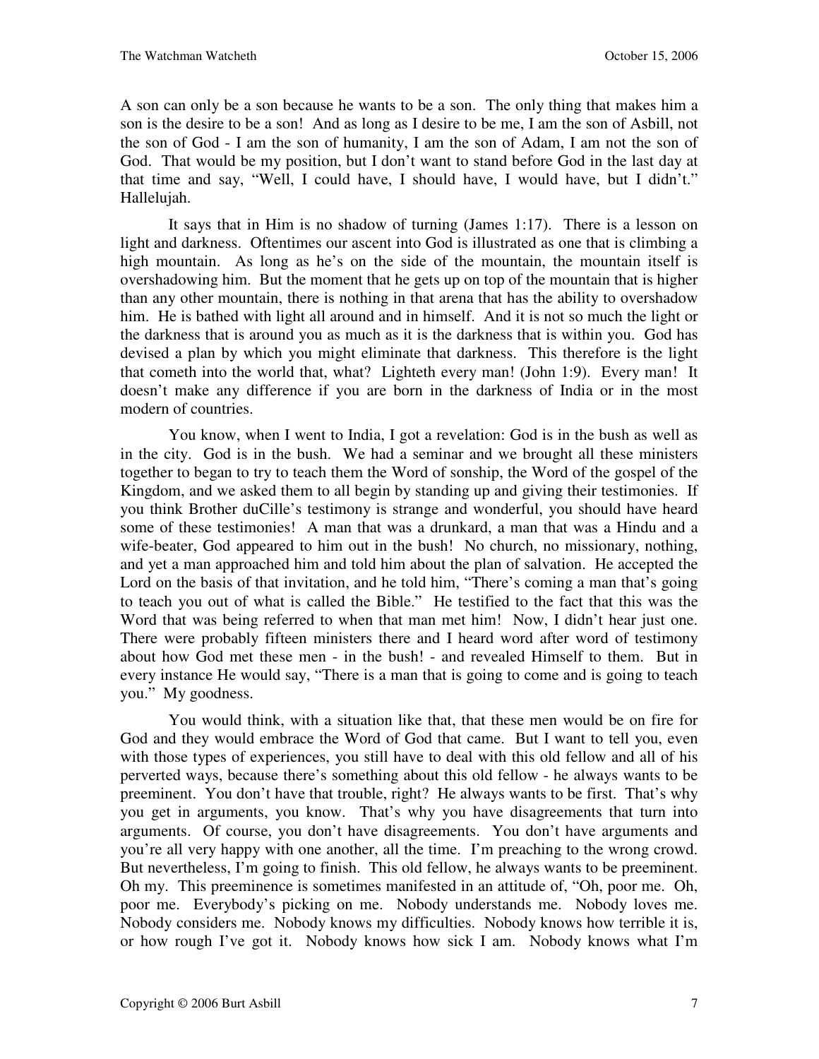A son can only be a son because he wants to be a son. The only thing that makes him a son is the desire to be a son! And as long as I desire to be me, I am the son of Asbill, not the son of God - I am the son of humanity, I am the son of Adam, I am not the son of God. That would be my position, but I don't want to stand before God in the last day at that time and say, "Well, I could have, I should have, I would have, but I didn't." Hallelujah.

It says that in Him is no shadow of turning (James 1:17). There is a lesson on light and darkness. Oftentimes our ascent into God is illustrated as one that is climbing a high mountain. As long as he's on the side of the mountain, the mountain itself is overshadowing him. But the moment that he gets up on top of the mountain that is higher than any other mountain, there is nothing in that arena that has the ability to overshadow him. He is bathed with light all around and in himself. And it is not so much the light or the darkness that is around you as much as it is the darkness that is within you. God has devised a plan by which you might eliminate that darkness. This therefore is the light that cometh into the world that, what? Lighteth every man! (John 1:9). Every man! It doesn't make any difference if you are born in the darkness of India or in the most modern of countries.

You know, when I went to India, I got a revelation: God is in the bush as well as in the city. God is in the bush. We had a seminar and we brought all these ministers together to began to try to teach them the Word of sonship, the Word of the gospel of the Kingdom, and we asked them to all begin by standing up and giving their testimonies. If you think Brother duCille's testimony is strange and wonderful, you should have heard some of these testimonies! A man that was a drunkard, a man that was a Hindu and a wife-beater, God appeared to him out in the bush! No church, no missionary, nothing, and yet a man approached him and told him about the plan of salvation. He accepted the Lord on the basis of that invitation, and he told him, "There's coming a man that's going to teach you out of what is called the Bible." He testified to the fact that this was the Word that was being referred to when that man met him! Now, I didn't hear just one. There were probably fifteen ministers there and I heard word after word of testimony about how God met these men - in the bush! - and revealed Himself to them. But in every instance He would say, "There is a man that is going to come and is going to teach you." My goodness.

You would think, with a situation like that, that these men would be on fire for God and they would embrace the Word of God that came. But I want to tell you, even with those types of experiences, you still have to deal with this old fellow and all of his perverted ways, because there's something about this old fellow - he always wants to be preeminent. You don't have that trouble, right? He always wants to be first. That's why you get in arguments, you know. That's why you have disagreements that turn into arguments. Of course, you don't have disagreements. You don't have arguments and you're all very happy with one another, all the time. I'm preaching to the wrong crowd. But nevertheless, I'm going to finish. This old fellow, he always wants to be preeminent. Oh my. This preeminence is sometimes manifested in an attitude of, "Oh, poor me. Oh, poor me. Everybody's picking on me. Nobody understands me. Nobody loves me. Nobody considers me. Nobody knows my difficulties. Nobody knows how terrible it is, or how rough I've got it. Nobody knows how sick I am. Nobody knows what I'm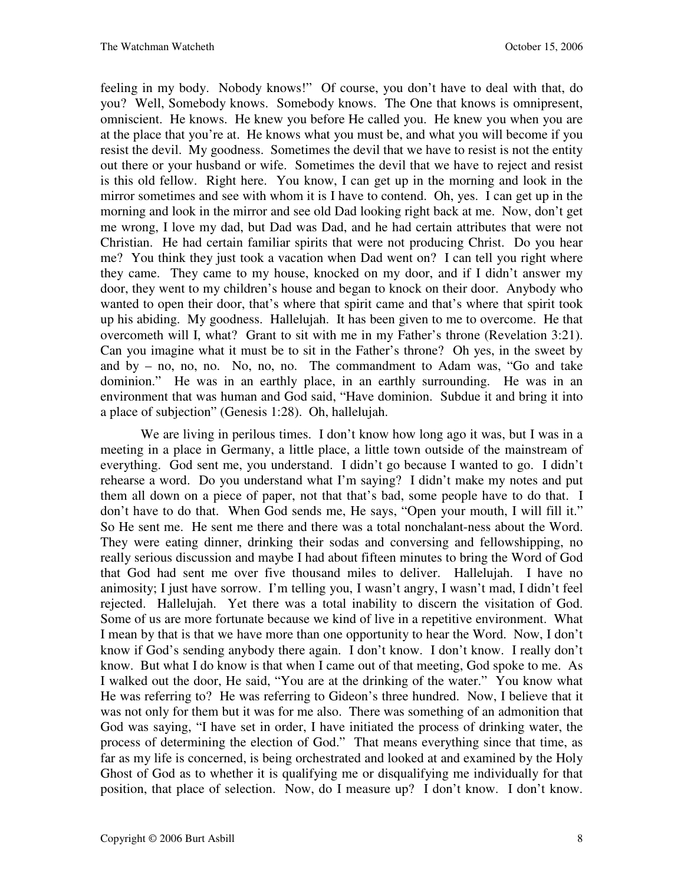feeling in my body. Nobody knows!" Of course, you don't have to deal with that, do you? Well, Somebody knows. Somebody knows. The One that knows is omnipresent, omniscient. He knows. He knew you before He called you. He knew you when you are at the place that you're at. He knows what you must be, and what you will become if you resist the devil. My goodness. Sometimes the devil that we have to resist is not the entity out there or your husband or wife. Sometimes the devil that we have to reject and resist is this old fellow. Right here. You know, I can get up in the morning and look in the mirror sometimes and see with whom it is I have to contend. Oh, yes. I can get up in the morning and look in the mirror and see old Dad looking right back at me. Now, don't get me wrong, I love my dad, but Dad was Dad, and he had certain attributes that were not Christian. He had certain familiar spirits that were not producing Christ. Do you hear me? You think they just took a vacation when Dad went on? I can tell you right where they came. They came to my house, knocked on my door, and if I didn't answer my door, they went to my children's house and began to knock on their door. Anybody who wanted to open their door, that's where that spirit came and that's where that spirit took up his abiding. My goodness. Hallelujah. It has been given to me to overcome. He that overcometh will I, what? Grant to sit with me in my Father's throne (Revelation 3:21). Can you imagine what it must be to sit in the Father's throne? Oh yes, in the sweet by and by – no, no, no. No, no, no. The commandment to Adam was, "Go and take dominion." He was in an earthly place, in an earthly surrounding. He was in an environment that was human and God said, "Have dominion. Subdue it and bring it into a place of subjection" (Genesis 1:28). Oh, hallelujah.

We are living in perilous times. I don't know how long ago it was, but I was in a meeting in a place in Germany, a little place, a little town outside of the mainstream of everything. God sent me, you understand. I didn't go because I wanted to go. I didn't rehearse a word. Do you understand what I'm saying? I didn't make my notes and put them all down on a piece of paper, not that that's bad, some people have to do that. I don't have to do that. When God sends me, He says, "Open your mouth, I will fill it." So He sent me. He sent me there and there was a total nonchalant-ness about the Word. They were eating dinner, drinking their sodas and conversing and fellowshipping, no really serious discussion and maybe I had about fifteen minutes to bring the Word of God that God had sent me over five thousand miles to deliver. Hallelujah. I have no animosity; I just have sorrow. I'm telling you, I wasn't angry, I wasn't mad, I didn't feel rejected. Hallelujah. Yet there was a total inability to discern the visitation of God. Some of us are more fortunate because we kind of live in a repetitive environment. What I mean by that is that we have more than one opportunity to hear the Word. Now, I don't know if God's sending anybody there again. I don't know. I don't know. I really don't know. But what I do know is that when I came out of that meeting, God spoke to me. As I walked out the door, He said, "You are at the drinking of the water." You know what He was referring to? He was referring to Gideon's three hundred. Now, I believe that it was not only for them but it was for me also. There was something of an admonition that God was saying, "I have set in order, I have initiated the process of drinking water, the process of determining the election of God." That means everything since that time, as far as my life is concerned, is being orchestrated and looked at and examined by the Holy Ghost of God as to whether it is qualifying me or disqualifying me individually for that position, that place of selection. Now, do I measure up? I don't know. I don't know.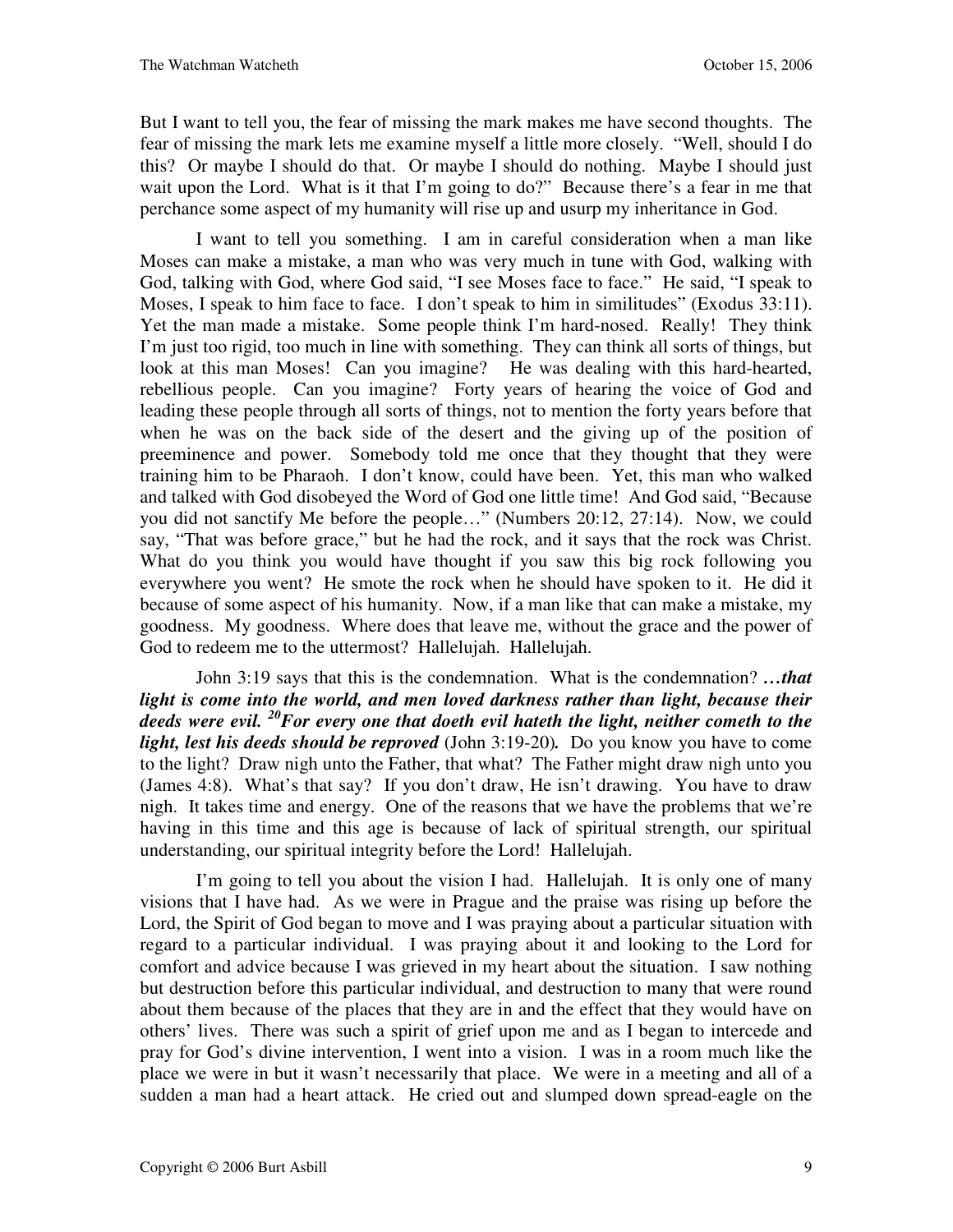But I want to tell you, the fear of missing the mark makes me have second thoughts. The fear of missing the mark lets me examine myself a little more closely. "Well, should I do this? Or maybe I should do that. Or maybe I should do nothing. Maybe I should just wait upon the Lord. What is it that I'm going to do?" Because there's a fear in me that perchance some aspect of my humanity will rise up and usurp my inheritance in God.

I want to tell you something. I am in careful consideration when a man like Moses can make a mistake, a man who was very much in tune with God, walking with God, talking with God, where God said, "I see Moses face to face." He said, "I speak to Moses, I speak to him face to face. I don't speak to him in similitudes" (Exodus 33:11). Yet the man made a mistake. Some people think I'm hard-nosed. Really! They think I'm just too rigid, too much in line with something. They can think all sorts of things, but look at this man Moses! Can you imagine? He was dealing with this hard-hearted, rebellious people. Can you imagine? Forty years of hearing the voice of God and leading these people through all sorts of things, not to mention the forty years before that when he was on the back side of the desert and the giving up of the position of preeminence and power. Somebody told me once that they thought that they were training him to be Pharaoh. I don't know, could have been. Yet, this man who walked and talked with God disobeyed the Word of God one little time! And God said, "Because you did not sanctify Me before the people…" (Numbers 20:12, 27:14). Now, we could say, "That was before grace," but he had the rock, and it says that the rock was Christ. What do you think you would have thought if you saw this big rock following you everywhere you went? He smote the rock when he should have spoken to it. He did it because of some aspect of his humanity. Now, if a man like that can make a mistake, my goodness. My goodness. Where does that leave me, without the grace and the power of God to redeem me to the uttermost? Hallelujah. Hallelujah.

John 3:19 says that this is the condemnation. What is the condemnation? ***…that light is come into the world, and men loved darkness rather than light, because their deeds were evil. [20]For every one that doeth evil hateth the light, neither cometh to the light, lest his deeds should be reproved*** (John 3:19-20). Do you know you have to come to the light? Draw nigh unto the Father, that what? The Father might draw nigh unto you (James 4:8). What's that say? If you don't draw, He isn't drawing. You have to draw nigh. It takes time and energy. One of the reasons that we have the problems that we're having in this time and this age is because of lack of spiritual strength, our spiritual understanding, our spiritual integrity before the Lord! Hallelujah.

I'm going to tell you about the vision I had. Hallelujah. It is only one of many visions that I have had. As we were in Prague and the praise was rising up before the Lord, the Spirit of God began to move and I was praying about a particular situation with regard to a particular individual. I was praying about it and looking to the Lord for comfort and advice because I was grieved in my heart about the situation. I saw nothing but destruction before this particular individual, and destruction to many that were round about them because of the places that they are in and the effect that they would have on others' lives. There was such a spirit of grief upon me and as I began to intercede and pray for God's divine intervention, I went into a vision. I was in a room much like the place we were in but it wasn't necessarily that place. We were in a meeting and all of a sudden a man had a heart attack. He cried out and slumped down spread-eagle on the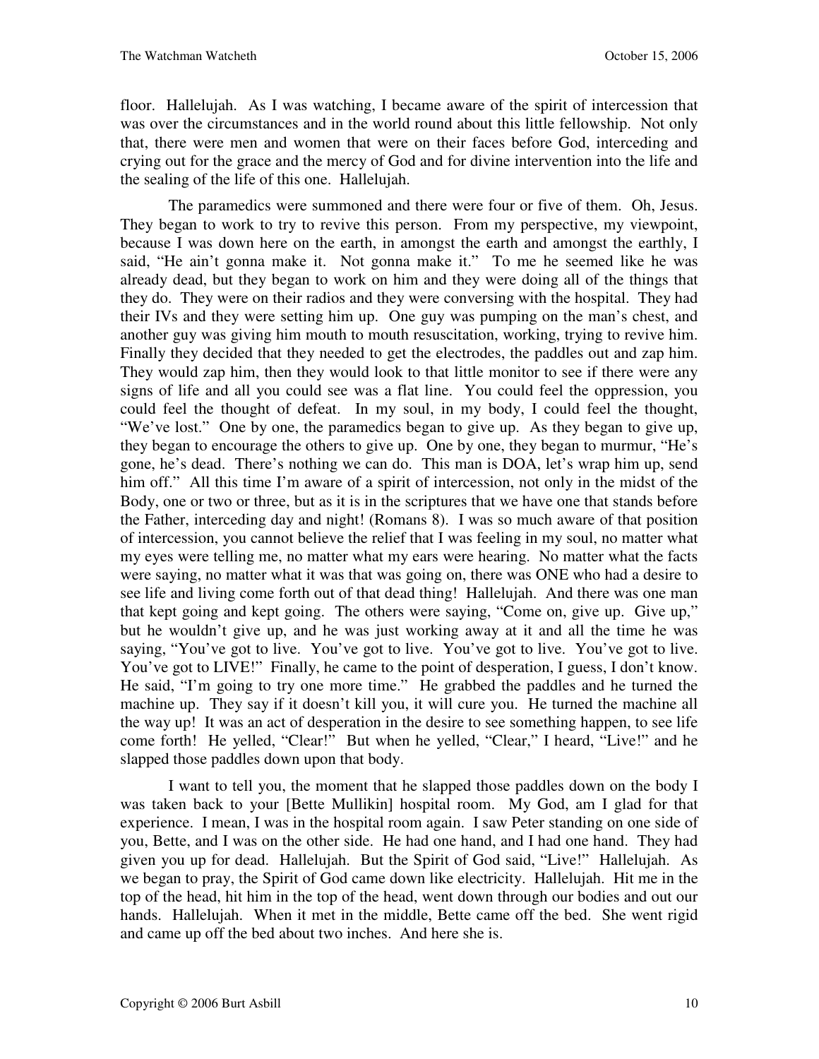floor. Hallelujah. As I was watching, I became aware of the spirit of intercession that was over the circumstances and in the world round about this little fellowship. Not only that, there were men and women that were on their faces before God, interceding and crying out for the grace and the mercy of God and for divine intervention into the life and the sealing of the life of this one. Hallelujah.

The paramedics were summoned and there were four or five of them. Oh, Jesus. They began to work to try to revive this person. From my perspective, my viewpoint, because I was down here on the earth, in amongst the earth and amongst the earthly, I said, "He ain't gonna make it. Not gonna make it." To me he seemed like he was already dead, but they began to work on him and they were doing all of the things that they do. They were on their radios and they were conversing with the hospital. They had their IVs and they were setting him up. One guy was pumping on the man's chest, and another guy was giving him mouth to mouth resuscitation, working, trying to revive him. Finally they decided that they needed to get the electrodes, the paddles out and zap him. They would zap him, then they would look to that little monitor to see if there were any signs of life and all you could see was a flat line. You could feel the oppression, you could feel the thought of defeat. In my soul, in my body, I could feel the thought, "We've lost." One by one, the paramedics began to give up. As they began to give up, they began to encourage the others to give up. One by one, they began to murmur, "He's gone, he's dead. There's nothing we can do. This man is DOA, let's wrap him up, send him off." All this time I'm aware of a spirit of intercession, not only in the midst of the Body, one or two or three, but as it is in the scriptures that we have one that stands before the Father, interceding day and night! (Romans 8). I was so much aware of that position of intercession, you cannot believe the relief that I was feeling in my soul, no matter what my eyes were telling me, no matter what my ears were hearing. No matter what the facts were saying, no matter what it was that was going on, there was ONE who had a desire to see life and living come forth out of that dead thing! Hallelujah. And there was one man that kept going and kept going. The others were saying, "Come on, give up. Give up," but he wouldn't give up, and he was just working away at it and all the time he was saying, "You've got to live. You've got to live. You've got to live. You've got to live. You've got to LIVE!" Finally, he came to the point of desperation, I guess, I don't know. He said, "I'm going to try one more time." He grabbed the paddles and he turned the machine up. They say if it doesn't kill you, it will cure you. He turned the machine all the way up! It was an act of desperation in the desire to see something happen, to see life come forth! He yelled, "Clear!" But when he yelled, "Clear," I heard, "Live!" and he slapped those paddles down upon that body.

I want to tell you, the moment that he slapped those paddles down on the body I was taken back to your [Bette Mullikin] hospital room. My God, am I glad for that experience. I mean, I was in the hospital room again. I saw Peter standing on one side of you, Bette, and I was on the other side. He had one hand, and I had one hand. They had given you up for dead. Hallelujah. But the Spirit of God said, "Live!" Hallelujah. As we began to pray, the Spirit of God came down like electricity. Hallelujah. Hit me in the top of the head, hit him in the top of the head, went down through our bodies and out our hands. Hallelujah. When it met in the middle, Bette came off the bed. She went rigid and came up off the bed about two inches. And here she is.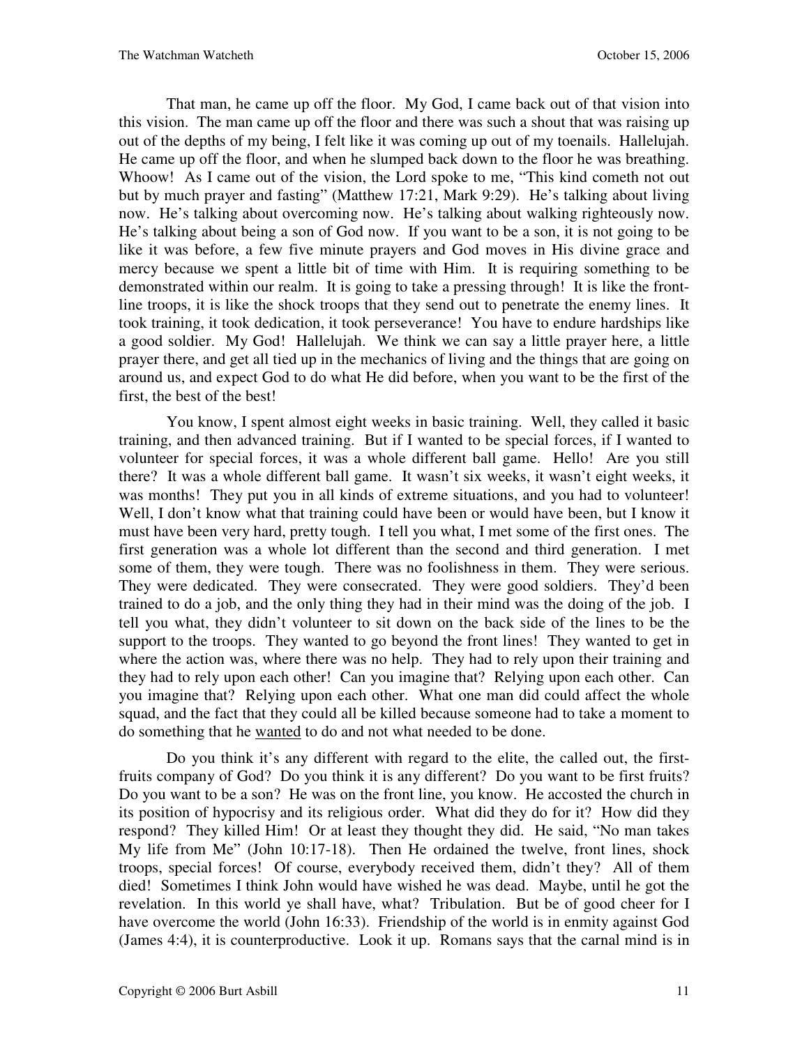That man, he came up off the floor. My God, I came back out of that vision into this vision. The man came up off the floor and there was such a shout that was raising up out of the depths of my being, I felt like it was coming up out of my toenails. Hallelujah. He came up off the floor, and when he slumped back down to the floor he was breathing. Whoow! As I came out of the vision, the Lord spoke to me, "This kind cometh not out but by much prayer and fasting" (Matthew 17:21, Mark 9:29). He's talking about living now. He's talking about overcoming now. He's talking about walking righteously now. He's talking about being a son of God now. If you want to be a son, it is not going to be like it was before, a few five minute prayers and God moves in His divine grace and mercy because we spent a little bit of time with Him. It is requiring something to be demonstrated within our realm. It is going to take a pressing through! It is like the front-line troops, it is like the shock troops that they send out to penetrate the enemy lines. It took training, it took dedication, it took perseverance! You have to endure hardships like a good soldier. My God! Hallelujah. We think we can say a little prayer here, a little prayer there, and get all tied up in the mechanics of living and the things that are going on around us, and expect God to do what He did before, when you want to be the first of the first, the best of the best!

You know, I spent almost eight weeks in basic training. Well, they called it basic training, and then advanced training. But if I wanted to be special forces, if I wanted to volunteer for special forces, it was a whole different ball game. Hello! Are you still there? It was a whole different ball game. It wasn't six weeks, it wasn't eight weeks, it was months! They put you in all kinds of extreme situations, and you had to volunteer! Well, I don't know what that training could have been or would have been, but I know it must have been very hard, pretty tough. I tell you what, I met some of the first ones. The first generation was a whole lot different than the second and third generation. I met some of them, they were tough. There was no foolishness in them. They were serious. They were dedicated. They were consecrated. They were good soldiers. They'd been trained to do a job, and the only thing they had in their mind was the doing of the job. I tell you what, they didn't volunteer to sit down on the back side of the lines to be the support to the troops. They wanted to go beyond the front lines! They wanted to get in where the action was, where there was no help. They had to rely upon their training and they had to rely upon each other! Can you imagine that? Relying upon each other. Can you imagine that? Relying upon each other. What one man did could affect the whole squad, and the fact that they could all be killed because someone had to take a moment to do something that he <u>wanted</u> to do and not what needed to be done.

Do you think it's any different with regard to the elite, the called out, the first-fruits company of God? Do you think it is any different? Do you want to be first fruits? Do you want to be a son? He was on the front line, you know. He accosted the church in its position of hypocrisy and its religious order. What did they do for it? How did they respond? They killed Him! Or at least they thought they did. He said, "No man takes My life from Me" (John 10:17-18). Then He ordained the twelve, front lines, shock troops, special forces! Of course, everybody received them, didn't they? All of them died! Sometimes I think John would have wished he was dead. Maybe, until he got the revelation. In this world ye shall have, what? Tribulation. But be of good cheer for I have overcome the world (John 16:33). Friendship of the world is in enmity against God (James 4:4), it is counterproductive. Look it up. Romans says that the carnal mind is in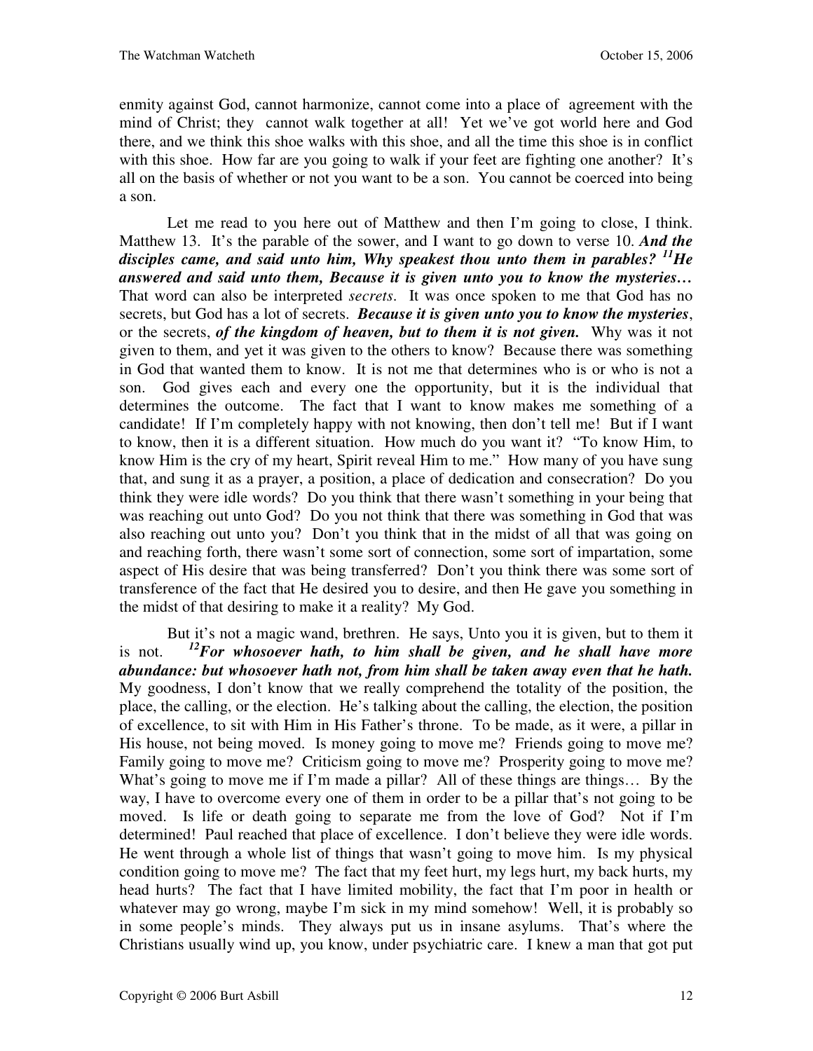enmity against God, cannot harmonize, cannot come into a place of agreement with the mind of Christ; they cannot walk together at all! Yet we've got world here and God there, and we think this shoe walks with this shoe, and all the time this shoe is in conflict with this shoe. How far are you going to walk if your feet are fighting one another? It's all on the basis of whether or not you want to be a son. You cannot be coerced into being a son.

Let me read to you here out of Matthew and then I'm going to close, I think. Matthew 13. It's the parable of the sower, and I want to go down to verse 10. ***And the disciples came, and said unto him, Why speakest thou unto them in parables? [11]He answered and said unto them, Because it is given unto you to know the mysteries…*** That word can also be interpreted *secrets*. It was once spoken to me that God has no secrets, but God has a lot of secrets. ***Because it is given unto you to know the mysteries***, or the secrets, ***of the kingdom of heaven, but to them it is not given.*** Why was it not given to them, and yet it was given to the others to know? Because there was something in God that wanted them to know. It is not me that determines who is or who is not a son. God gives each and every one the opportunity, but it is the individual that determines the outcome. The fact that I want to know makes me something of a candidate! If I'm completely happy with not knowing, then don't tell me! But if I want to know, then it is a different situation. How much do you want it? "To know Him, to know Him is the cry of my heart, Spirit reveal Him to me." How many of you have sung that, and sung it as a prayer, a position, a place of dedication and consecration? Do you think they were idle words? Do you think that there wasn't something in your being that was reaching out unto God? Do you not think that there was something in God that was also reaching out unto you? Don't you think that in the midst of all that was going on and reaching forth, there wasn't some sort of connection, some sort of impartation, some aspect of His desire that was being transferred? Don't you think there was some sort of transference of the fact that He desired you to desire, and then He gave you something in the midst of that desiring to make it a reality? My God.

But it's not a magic wand, brethren. He says, Unto you it is given, but to them it is not. ***[12]For whosoever hath, to him shall be given, and he shall have more abundance: but whosoever hath not, from him shall be taken away even that he hath.*** My goodness, I don't know that we really comprehend the totality of the position, the place, the calling, or the election. He's talking about the calling, the election, the position of excellence, to sit with Him in His Father's throne. To be made, as it were, a pillar in His house, not being moved. Is money going to move me? Friends going to move me? Family going to move me? Criticism going to move me? Prosperity going to move me? What's going to move me if I'm made a pillar? All of these things are things… By the way, I have to overcome every one of them in order to be a pillar that's not going to be moved. Is life or death going to separate me from the love of God? Not if I'm determined! Paul reached that place of excellence. I don't believe they were idle words. He went through a whole list of things that wasn't going to move him. Is my physical condition going to move me? The fact that my feet hurt, my legs hurt, my back hurts, my head hurts? The fact that I have limited mobility, the fact that I'm poor in health or whatever may go wrong, maybe I'm sick in my mind somehow! Well, it is probably so in some people's minds. They always put us in insane asylums. That's where the Christians usually wind up, you know, under psychiatric care. I knew a man that got put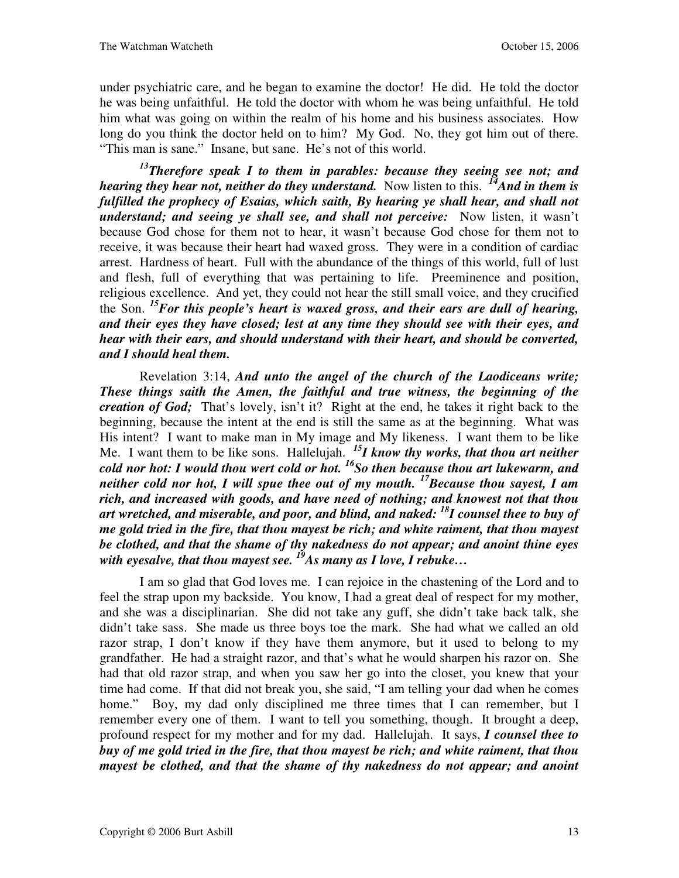under psychiatric care, and he began to examine the doctor! He did. He told the doctor he was being unfaithful. He told the doctor with whom he was being unfaithful. He told him what was going on within the realm of his home and his business associates. How long do you think the doctor held on to him? My God. No, they got him out of there. "This man is sane." Insane, but sane. He's not of this world.

[13]***Therefore speak I to them in parables: because they seeing see not; and hearing they hear not, neither do they understand.*** Now listen to this. [14]***And in them is fulfilled the prophecy of Esaias, which saith, By hearing ye shall hear, and shall not understand; and seeing ye shall see, and shall not perceive:*** Now listen, it wasn't because God chose for them not to hear, it wasn't because God chose for them not to receive, it was because their heart had waxed gross. They were in a condition of cardiac arrest. Hardness of heart. Full with the abundance of the things of this world, full of lust and flesh, full of everything that was pertaining to life. Preeminence and position, religious excellence. And yet, they could not hear the still small voice, and they crucified the Son. [15]***For this people's heart is waxed gross, and their ears are dull of hearing, and their eyes they have closed; lest at any time they should see with their eyes, and hear with their ears, and should understand with their heart, and should be converted, and I should heal them.***

Revelation 3:14, ***And unto the angel of the church of the Laodiceans write; These things saith the Amen, the faithful and true witness, the beginning of the creation of God;*** That's lovely, isn't it? Right at the end, he takes it right back to the beginning, because the intent at the end is still the same as at the beginning. What was His intent? I want to make man in My image and My likeness. I want them to be like Me. I want them to be like sons. Hallelujah. [15]***I know thy works, that thou art neither cold nor hot: I would thou wert cold or hot.*** [16]***So then because thou art lukewarm, and neither cold nor hot, I will spue thee out of my mouth.*** [17]***Because thou sayest, I am rich, and increased with goods, and have need of nothing; and knowest not that thou art wretched, and miserable, and poor, and blind, and naked:*** [18]***I counsel thee to buy of me gold tried in the fire, that thou mayest be rich; and white raiment, that thou mayest be clothed, and that the shame of thy nakedness do not appear; and anoint thine eyes with eyesalve, that thou mayest see.*** [19]***As many as I love, I rebuke…***

I am so glad that God loves me. I can rejoice in the chastening of the Lord and to feel the strap upon my backside. You know, I had a great deal of respect for my mother, and she was a disciplinarian. She did not take any guff, she didn't take back talk, she didn't take sass. She made us three boys toe the mark. She had what we called an old razor strap, I don't know if they have them anymore, but it used to belong to my grandfather. He had a straight razor, and that's what he would sharpen his razor on. She had that old razor strap, and when you saw her go into the closet, you knew that your time had come. If that did not break you, she said, "I am telling your dad when he comes home." Boy, my dad only disciplined me three times that I can remember, but I remember every one of them. I want to tell you something, though. It brought a deep, profound respect for my mother and for my dad. Hallelujah. It says, ***I counsel thee to buy of me gold tried in the fire, that thou mayest be rich; and white raiment, that thou mayest be clothed, and that the shame of thy nakedness do not appear; and anoint***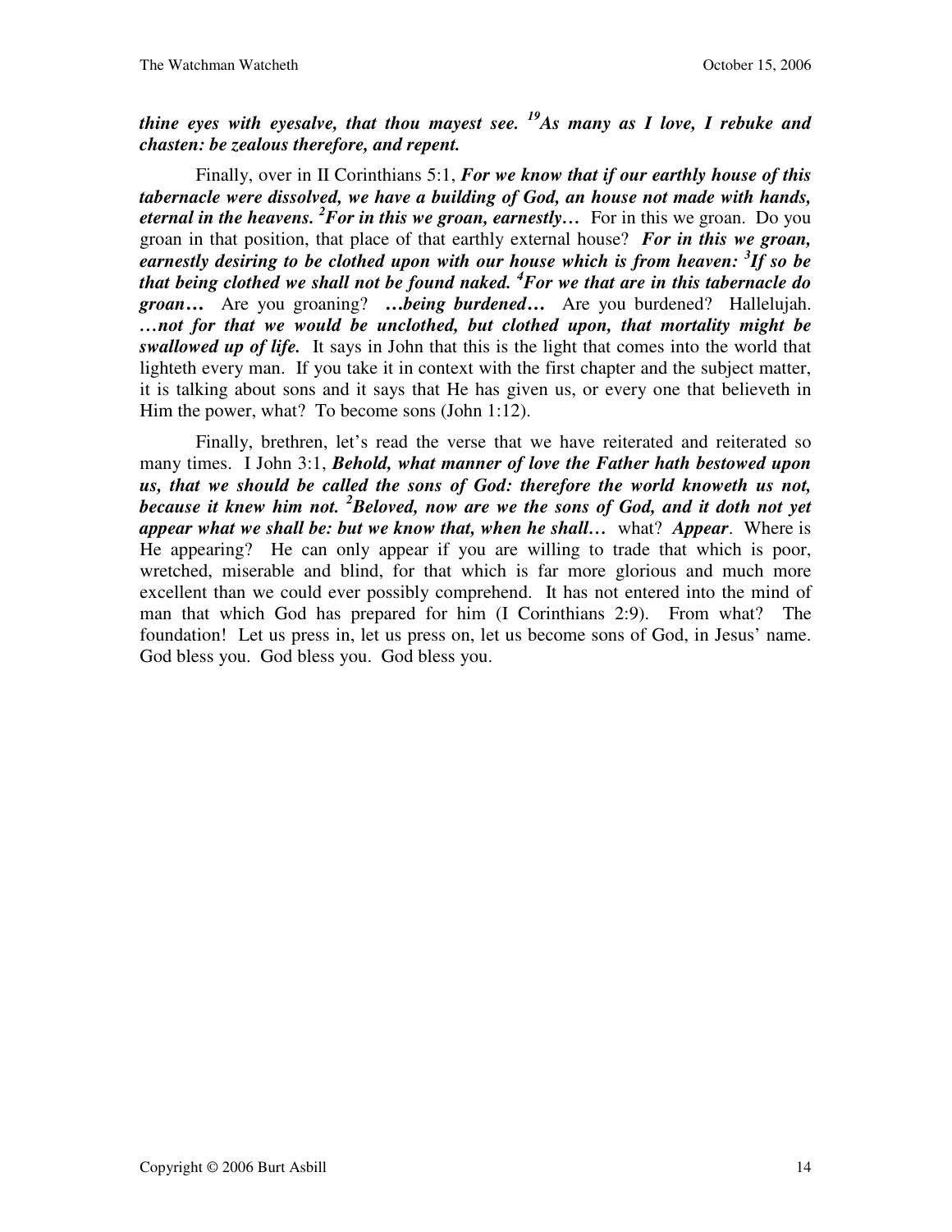***thine eyes with eyesalve, that thou mayest see. [19]As many as I love, I rebuke and chasten: be zealous therefore, and repent.***

Finally, over in II Corinthians 5:1, ***For we know that if our earthly house of this tabernacle were dissolved, we have a building of God, an house not made with hands, eternal in the heavens. [2]For in this we groan, earnestly…*** For in this we groan. Do you groan in that position, that place of that earthly external house? ***For in this we groan, earnestly desiring to be clothed upon with our house which is from heaven: [3]If so be that being clothed we shall not be found naked. [4]For we that are in this tabernacle do groan…*** Are you groaning? ***…being burdened…*** Are you burdened? Hallelujah. ***…not for that we would be unclothed, but clothed upon, that mortality might be swallowed up of life.*** It says in John that this is the light that comes into the world that lighteth every man. If you take it in context with the first chapter and the subject matter, it is talking about sons and it says that He has given us, or every one that believeth in Him the power, what? To become sons (John 1:12).

Finally, brethren, let's read the verse that we have reiterated and reiterated so many times. I John 3:1, ***Behold, what manner of love the Father hath bestowed upon us, that we should be called the sons of God: therefore the world knoweth us not, because it knew him not. [2]Beloved, now are we the sons of God, and it doth not yet appear what we shall be: but we know that, when he shall…*** what? ***Appear***. Where is He appearing? He can only appear if you are willing to trade that which is poor, wretched, miserable and blind, for that which is far more glorious and much more excellent than we could ever possibly comprehend. It has not entered into the mind of man that which God has prepared for him (I Corinthians 2:9). From what? The foundation! Let us press in, let us press on, let us become sons of God, in Jesus' name. God bless you. God bless you. God bless you.